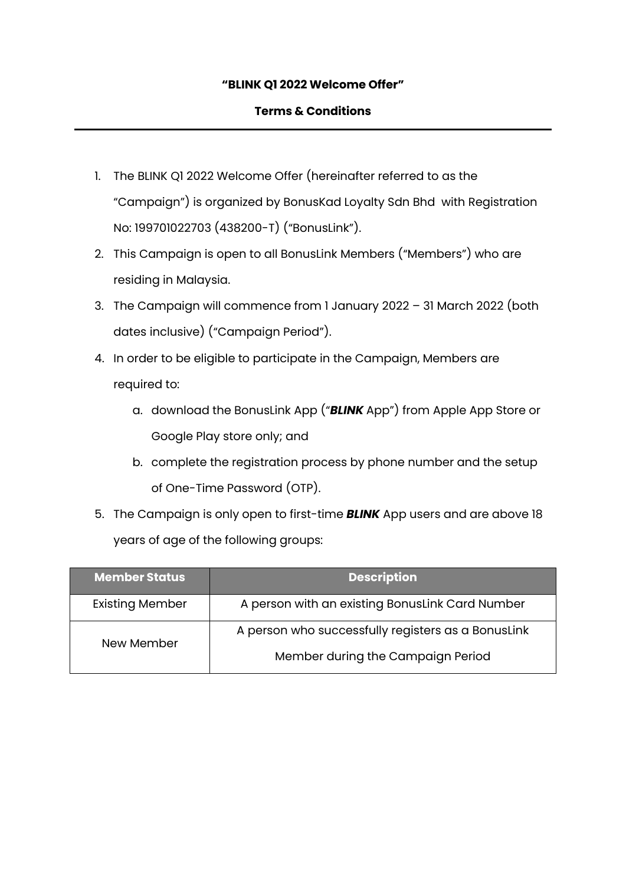**"BLINK Q1 2022 Welcome Offer"**

**Terms & Conditions**

---

1. The BLINK Q1 2022 Welcome Offer (hereinafter referred to as the "Campaign") is organized by BonusKad Loyalty Sdn Bhd with Registration No: 199701022703 (438200-T) ("BonusLink").
2. This Campaign is open to all BonusLink Members ("Members") who are residing in Malaysia.
3. The Campaign will commence from 1 January 2022 – 31 March 2022 (both dates inclusive) ("Campaign Period").
4. In order to be eligible to participate in the Campaign, Members are required to:
   a. download the BonusLink App ("***BLINK*** App") from Apple App Store or Google Play store only; and
   b. complete the registration process by phone number and the setup of One-Time Password (OTP).
5. The Campaign is only open to first-time ***BLINK*** App users and are above 18 years of age of the following groups:

| Member Status | Description |
|---|---|
| Existing Member | A person with an existing BonusLink Card Number |
| New Member | A person who successfully registers as a BonusLink Member during the Campaign Period |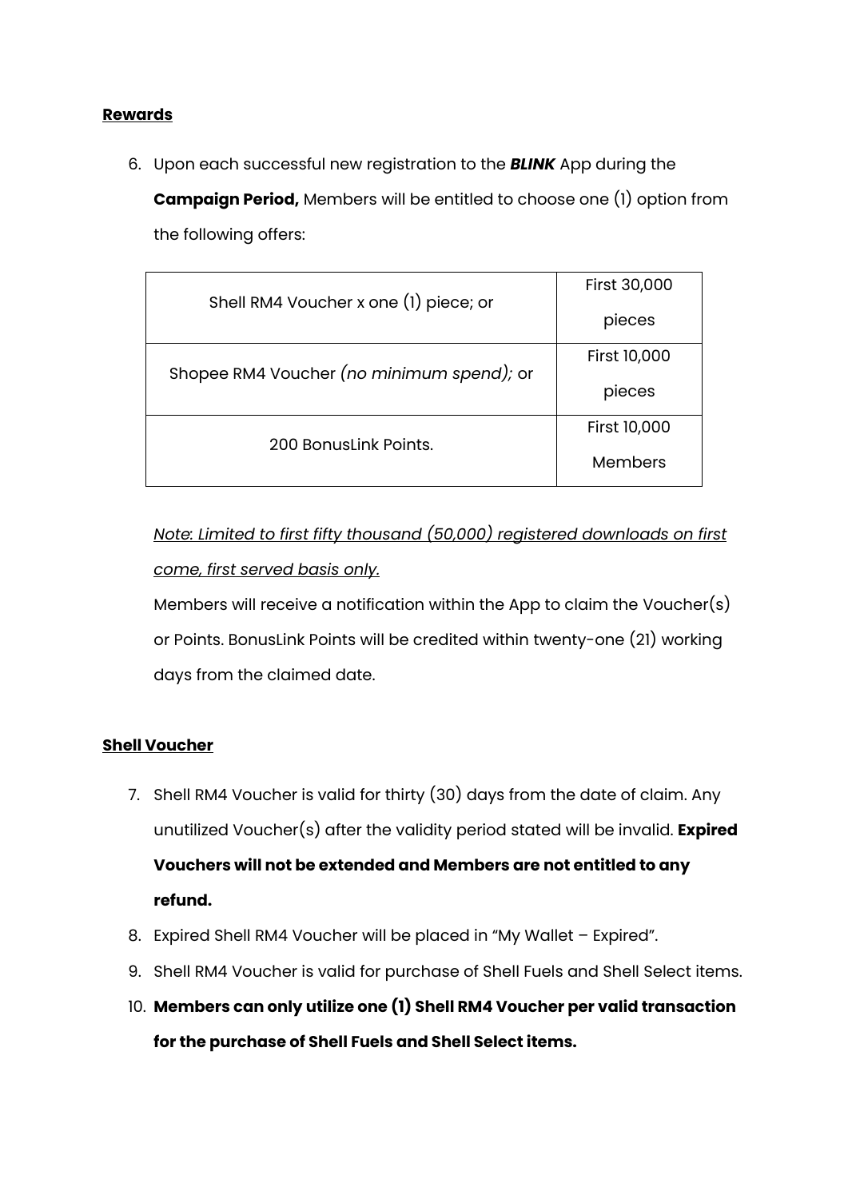**<u>Rewards</u>**

6. Upon each successful new registration to the ***BLINK*** App during the **Campaign Period,** Members will be entitled to choose one (1) option from the following offers:

| | |
|---|---|
| Shell RM4 Voucher x one (1) piece; or | First 30,000 pieces |
| Shopee RM4 Voucher *(no minimum spend);* or | First 10,000 pieces |
| 200 BonusLink Points. | First 10,000 Members |

*<u>Note: Limited to first fifty thousand (50,000) registered downloads on first come, first served basis only.</u>*

Members will receive a notification within the App to claim the Voucher(s) or Points. BonusLink Points will be credited within twenty-one (21) working days from the claimed date.

**<u>Shell Voucher</u>**

7. Shell RM4 Voucher is valid for thirty (30) days from the date of claim. Any unutilized Voucher(s) after the validity period stated will be invalid. **Expired Vouchers will not be extended and Members are not entitled to any refund.**
8. Expired Shell RM4 Voucher will be placed in "My Wallet – Expired".
9. Shell RM4 Voucher is valid for purchase of Shell Fuels and Shell Select items.
10. **Members can only utilize one (1) Shell RM4 Voucher per valid transaction for the purchase of Shell Fuels and Shell Select items.**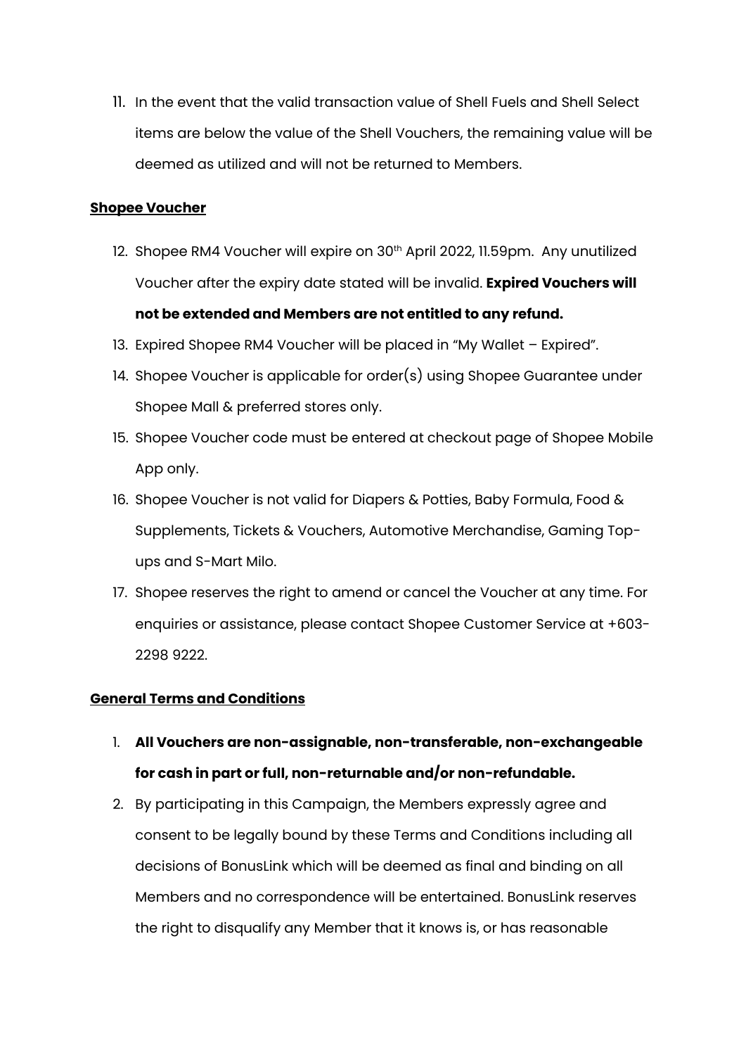11. In the event that the valid transaction value of Shell Fuels and Shell Select items are below the value of the Shell Vouchers, the remaining value will be deemed as utilized and will not be returned to Members.

**Shopee Voucher**

12. Shopee RM4 Voucher will expire on 30th April 2022, 11.59pm. Any unutilized Voucher after the expiry date stated will be invalid. **Expired Vouchers will not be extended and Members are not entitled to any refund.**
13. Expired Shopee RM4 Voucher will be placed in "My Wallet – Expired".
14. Shopee Voucher is applicable for order(s) using Shopee Guarantee under Shopee Mall & preferred stores only.
15. Shopee Voucher code must be entered at checkout page of Shopee Mobile App only.
16. Shopee Voucher is not valid for Diapers & Potties, Baby Formula, Food & Supplements, Tickets & Vouchers, Automotive Merchandise, Gaming Top-ups and S-Mart Milo.
17. Shopee reserves the right to amend or cancel the Voucher at any time. For enquiries or assistance, please contact Shopee Customer Service at +603-2298 9222.

**General Terms and Conditions**

1. **All Vouchers are non-assignable, non-transferable, non-exchangeable for cash in part or full, non-returnable and/or non-refundable.**
2. By participating in this Campaign, the Members expressly agree and consent to be legally bound by these Terms and Conditions including all decisions of BonusLink which will be deemed as final and binding on all Members and no correspondence will be entertained. BonusLink reserves the right to disqualify any Member that it knows is, or has reasonable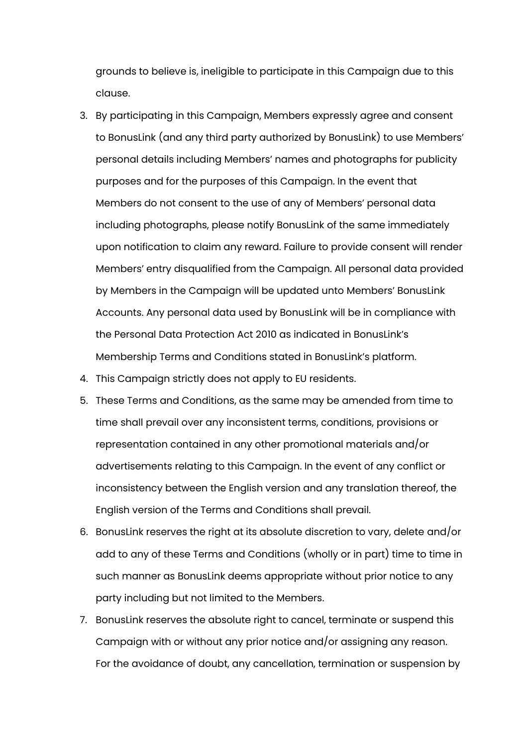grounds to believe is, ineligible to participate in this Campaign due to this clause.

3. By participating in this Campaign, Members expressly agree and consent to BonusLink (and any third party authorized by BonusLink) to use Members' personal details including Members' names and photographs for publicity purposes and for the purposes of this Campaign. In the event that Members do not consent to the use of any of Members' personal data including photographs, please notify BonusLink of the same immediately upon notification to claim any reward. Failure to provide consent will render Members' entry disqualified from the Campaign. All personal data provided by Members in the Campaign will be updated unto Members' BonusLink Accounts. Any personal data used by BonusLink will be in compliance with the Personal Data Protection Act 2010 as indicated in BonusLink's Membership Terms and Conditions stated in BonusLink's platform.
4. This Campaign strictly does not apply to EU residents.
5. These Terms and Conditions, as the same may be amended from time to time shall prevail over any inconsistent terms, conditions, provisions or representation contained in any other promotional materials and/or advertisements relating to this Campaign. In the event of any conflict or inconsistency between the English version and any translation thereof, the English version of the Terms and Conditions shall prevail.
6. BonusLink reserves the right at its absolute discretion to vary, delete and/or add to any of these Terms and Conditions (wholly or in part) time to time in such manner as BonusLink deems appropriate without prior notice to any party including but not limited to the Members.
7. BonusLink reserves the absolute right to cancel, terminate or suspend this Campaign with or without any prior notice and/or assigning any reason. For the avoidance of doubt, any cancellation, termination or suspension by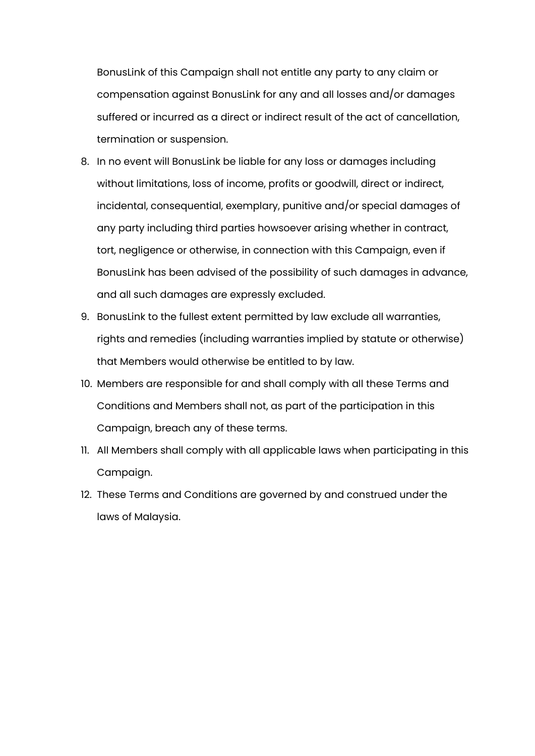BonusLink of this Campaign shall not entitle any party to any claim or compensation against BonusLink for any and all losses and/or damages suffered or incurred as a direct or indirect result of the act of cancellation, termination or suspension.

8. In no event will BonusLink be liable for any loss or damages including without limitations, loss of income, profits or goodwill, direct or indirect, incidental, consequential, exemplary, punitive and/or special damages of any party including third parties howsoever arising whether in contract, tort, negligence or otherwise, in connection with this Campaign, even if BonusLink has been advised of the possibility of such damages in advance, and all such damages are expressly excluded.
9. BonusLink to the fullest extent permitted by law exclude all warranties, rights and remedies (including warranties implied by statute or otherwise) that Members would otherwise be entitled to by law.
10. Members are responsible for and shall comply with all these Terms and Conditions and Members shall not, as part of the participation in this Campaign, breach any of these terms.
11. All Members shall comply with all applicable laws when participating in this Campaign.
12. These Terms and Conditions are governed by and construed under the laws of Malaysia.